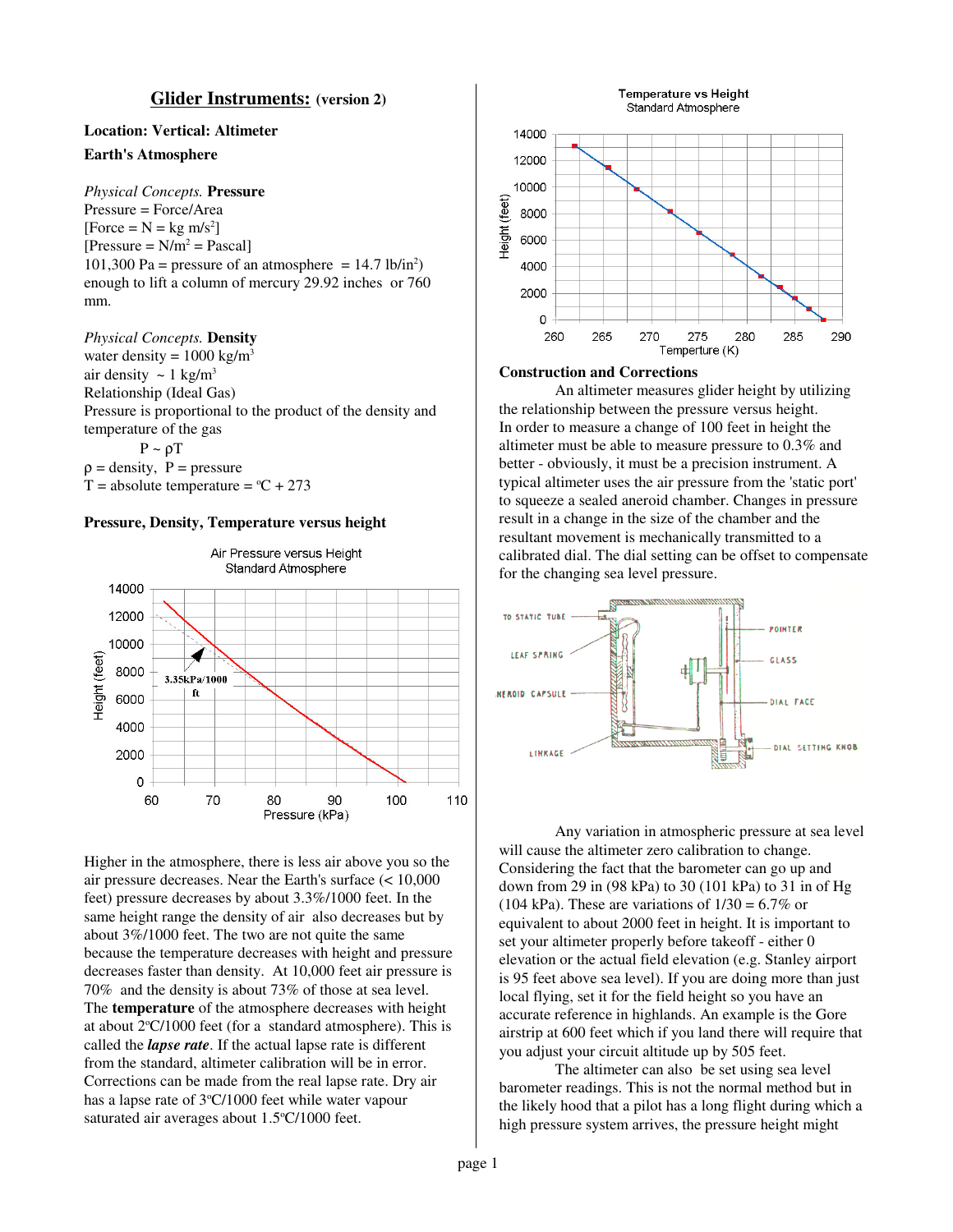# Glider Instruments: (version 2)

**Location: Vertical: Altimeter**

**Earth's Atmosphere**

*Physical Concepts.* **Pressure**

Pressure = Force/Area

[Force = N = kg m/s$^2$]

[Pressure = N/m$^2$ = Pascal]

101,300 Pa = pressure of an atmosphere = 14.7 lb/in$^2$) enough to lift a column of mercury 29.92 inches or 760 mm.

*Physical Concepts.* **Density**

water density = 1000 kg/m$^3$

air density ~ 1 kg/m$^3$

Relationship (Ideal Gas)

Pressure is proportional to the product of the density and temperature of the gas

$$P \sim \rho T$$

$\rho$ = density, P = pressure

T = absolute temperature = ºC + 273

**Pressure, Density, Temperature versus height**

Higher in the atmosphere, there is less air above you so the air pressure decreases. Near the Earth's surface (< 10,000 feet) pressure decreases by about 3.3%/1000 feet. In the same height range the density of air also decreases but by about 3%/1000 feet. The two are not quite the same because the temperature decreases with height and pressure decreases faster than density. At 10,000 feet air pressure is 70% and the density is about 73% of those at sea level. The **temperature** of the atmosphere decreases with height at about 2ºC/1000 feet (for a standard atmosphere). This is called the ***lapse rate***. If the actual lapse rate is different from the standard, altimeter calibration will be in error. Corrections can be made from the real lapse rate. Dry air has a lapse rate of 3ºC/1000 feet while water vapour saturated air averages about 1.5ºC/1000 feet.

**Construction and Corrections**

An altimeter measures glider height by utilizing the relationship between the pressure versus height. In order to measure a change of 100 feet in height the altimeter must be able to measure pressure to 0.3% and better - obviously, it must be a precision instrument. A typical altimeter uses the air pressure from the 'static port' to squeeze a sealed aneroid chamber. Changes in pressure result in a change in the size of the chamber and the resultant movement is mechanically transmitted to a calibrated dial. The dial setting can be offset to compensate for the changing sea level pressure.

Any variation in atmospheric pressure at sea level will cause the altimeter zero calibration to change. Considering the fact that the barometer can go up and down from 29 in (98 kPa) to 30 (101 kPa) to 31 in of Hg (104 kPa). These are variations of 1/30 = 6.7% or equivalent to about 2000 feet in height. It is important to set your altimeter properly before takeoff - either 0 elevation or the actual field elevation (e.g. Stanley airport is 95 feet above sea level). If you are doing more than just local flying, set it for the field height so you have an accurate reference in highlands. An example is the Gore airstrip at 600 feet which if you land there will require that you adjust your circuit altitude up by 505 feet.

The altimeter can also be set using sea level barometer readings. This is not the normal method but in the likely hood that a pilot has a long flight during which a high pressure system arrives, the pressure height might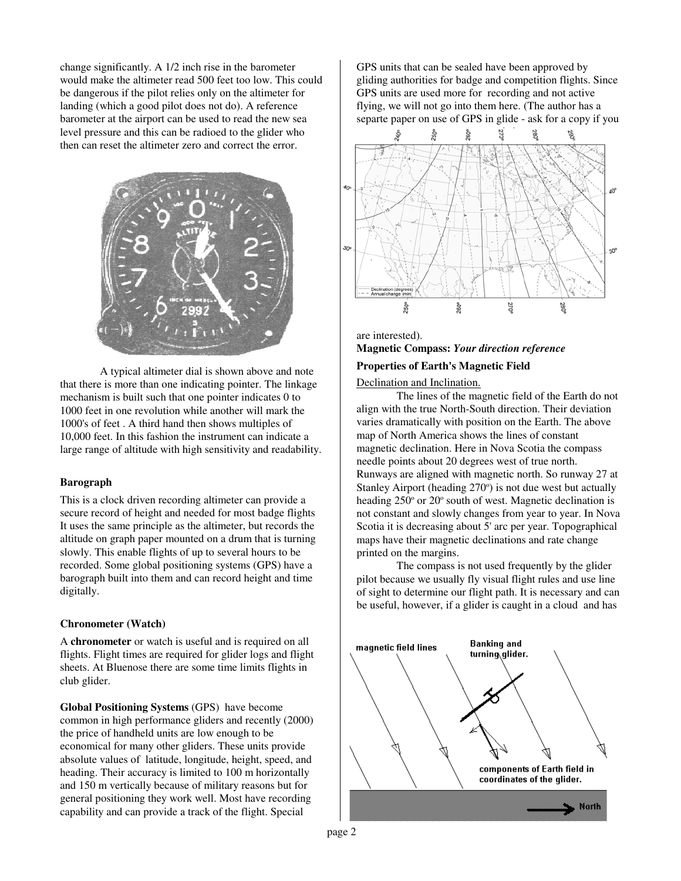change significantly. A 1/2 inch rise in the barometer would make the altimeter read 500 feet too low. This could be dangerous if the pilot relies only on the altimeter for landing (which a good pilot does not do). A reference barometer at the airport can be used to read the new sea level pressure and this can be radioed to the glider who then can reset the altimeter zero and correct the error.

A typical altimeter dial is shown above and note that there is more than one indicating pointer. The linkage mechanism is built such that one pointer indicates 0 to 1000 feet in one revolution while another will mark the 1000's of feet . A third hand then shows multiples of 10,000 feet. In this fashion the instrument can indicate a large range of altitude with high sensitivity and readability.

**Barograph**

This is a clock driven recording altimeter can provide a secure record of height and needed for most badge flights It uses the same principle as the altimeter, but records the altitude on graph paper mounted on a drum that is turning slowly. This enable flights of up to several hours to be recorded. Some global positioning systems (GPS) have a barograph built into them and can record height and time digitally.

**Chronometer (Watch)**

A **chronometer** or watch is useful and is required on all flights. Flight times are required for glider logs and flight sheets. At Bluenose there are some time limits flights in club glider.

**Global Positioning Systems** (GPS) have become common in high performance gliders and recently (2000) the price of handheld units are low enough to be economical for many other gliders. These units provide absolute values of latitude, longitude, height, speed, and heading. Their accuracy is limited to 100 m horizontally and 150 m vertically because of military reasons but for general positioning they work well. Most have recording capability and can provide a track of the flight. Special GPS units that can be sealed have been approved by gliding authorities for badge and competition flights. Since GPS units are used more for recording and not active flying, we will not go into them here. (The author has a separte paper on use of GPS in glide - ask for a copy if you are interested).

**Magnetic Compass:** ***Your direction reference***

**Properties of Earth's Magnetic Field**

Declination and Inclination.

The lines of the magnetic field of the Earth do not align with the true North-South direction. Their deviation varies dramatically with position on the Earth. The above map of North America shows the lines of constant magnetic declination. Here in Nova Scotia the compass needle points about 20 degrees west of true north. Runways are aligned with magnetic north. So runway 27 at Stanley Airport (heading 270º) is not due west but actually heading 250º or 20º south of west. Magnetic declination is not constant and slowly changes from year to year. In Nova Scotia it is decreasing about 5' arc per year. Topographical maps have their magnetic declinations and rate change printed on the margins.

The compass is not used frequently by the glider pilot because we usually fly visual flight rules and use line of sight to determine our flight path. It is necessary and can be useful, however, if a glider is caught in a cloud and has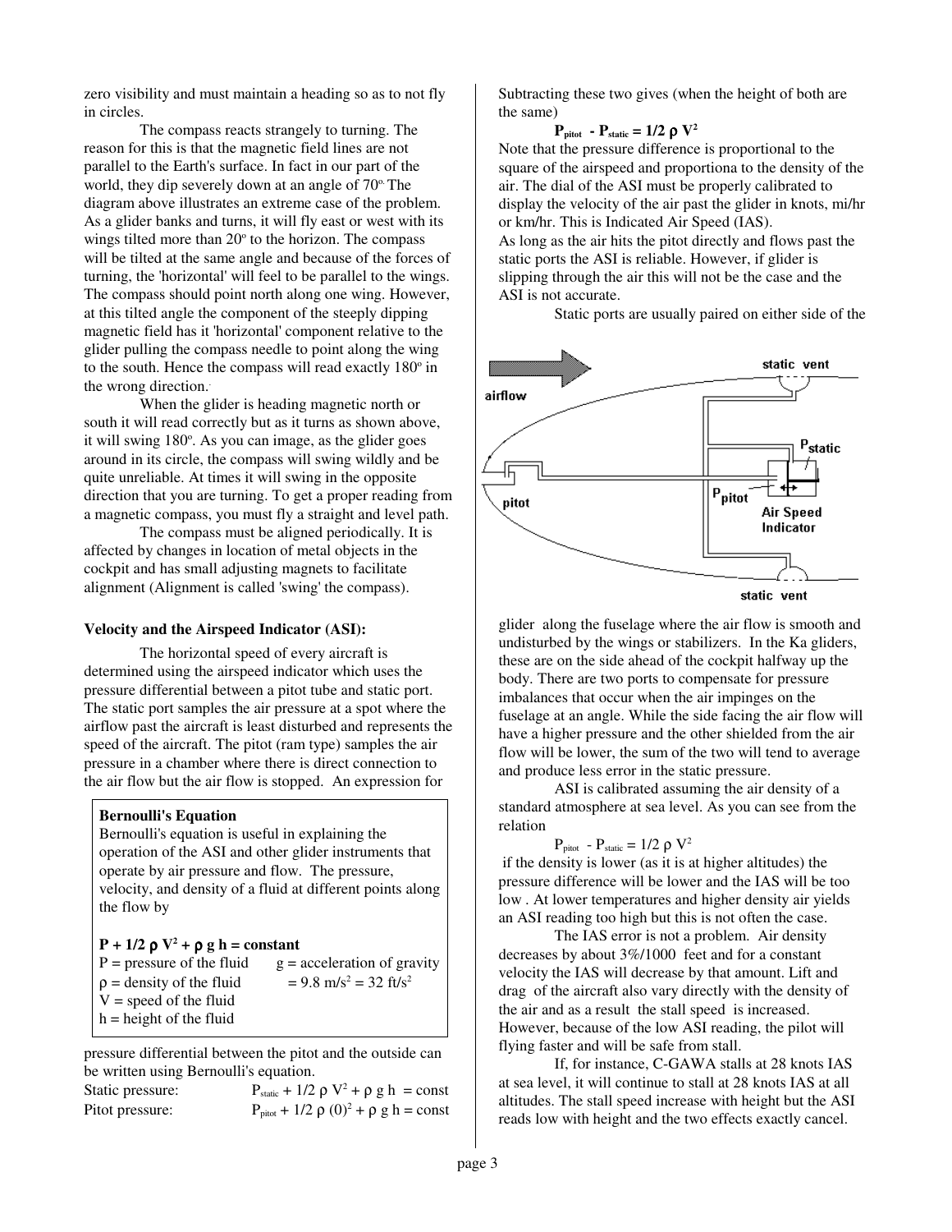zero visibility and must maintain a heading so as to not fly in circles.

The compass reacts strangely to turning. The reason for this is that the magnetic field lines are not parallel to the Earth's surface. In fact in our part of the world, they dip severely down at an angle of 70º. The diagram above illustrates an extreme case of the problem. As a glider banks and turns, it will fly east or west with its wings tilted more than 20º to the horizon. The compass will be tilted at the same angle and because of the forces of turning, the 'horizontal' will feel to be parallel to the wings. The compass should point north along one wing. However, at this tilted angle the component of the steeply dipping magnetic field has it 'horizontal' component relative to the glider pulling the compass needle to point along the wing to the south. Hence the compass will read exactly 180º in the wrong direction.

When the glider is heading magnetic north or south it will read correctly but as it turns as shown above, it will swing 180º. As you can image, as the glider goes around in its circle, the compass will swing wildly and be quite unreliable. At times it will swing in the opposite direction that you are turning. To get a proper reading from a magnetic compass, you must fly a straight and level path.

The compass must be aligned periodically. It is affected by changes in location of metal objects in the cockpit and has small adjusting magnets to facilitate alignment (Alignment is called 'swing' the compass).

**Velocity and the Airspeed Indicator (ASI):**

The horizontal speed of every aircraft is determined using the airspeed indicator which uses the pressure differential between a pitot tube and static port. The static port samples the air pressure at a spot where the airflow past the aircraft is least disturbed and represents the speed of the aircraft. The pitot (ram type) samples the air pressure in a chamber where there is direct connection to the air flow but the air flow is stopped. An expression for pressure differential between the pitot and the outside can be written using Bernoulli's equation.

> **Bernoulli's Equation**
>
> Bernoulli's equation is useful in explaining the operation of the ASI and other glider instruments that operate by air pressure and flow. The pressure, velocity, and density of a fluid at different points along the flow by
>
> $$P + 1/2\, \rho V^2 + \rho g h = \text{constant}$$
>
> $P$ = pressure of the fluid
> $\rho$ = density of the fluid
> $V$ = speed of the fluid
> $h$ = height of the fluid
> $g$ = acceleration of gravity $= 9.8\ m/s^2 = 32\ ft/s^2$

Static pressure: $P_{static} + 1/2\, \rho V^2 + \rho g h = \text{const}$

Pitot pressure: $P_{pitot} + 1/2\, \rho (0)^2 + \rho g h = \text{const}$

Subtracting these two gives (when the height of both are the same)

$$P_{pitot} - P_{static} = 1/2\, \rho V^2$$

Note that the pressure difference is proportional to the square of the airspeed and proportiona to the density of the air. The dial of the ASI must be properly calibrated to display the velocity of the air past the glider in knots, mi/hr or km/hr. This is Indicated Air Speed (IAS).

As long as the air hits the pitot directly and flows past the static ports the ASI is reliable. However, if glider is slipping through the air this will not be the case and the ASI is not accurate.

Static ports are usually paired on either side of the glider along the fuselage where the air flow is smooth and undisturbed by the wings or stabilizers. In the Ka gliders, these are on the side ahead of the cockpit halfway up the body. There are two ports to compensate for pressure imbalances that occur when the air impinges on the fuselage at an angle. While the side facing the air flow will have a higher pressure and the other shielded from the air flow will be lower, the sum of the two will tend to average and produce less error in the static pressure.

ASI is calibrated assuming the air density of a standard atmosphere at sea level. As you can see from the relation

$$P_{pitot} - P_{static} = 1/2\, \rho V^2$$

if the density is lower (as it is at higher altitudes) the pressure difference will be lower and the IAS will be too low . At lower temperatures and higher density air yields an ASI reading too high but this is not often the case.

The IAS error is not a problem. Air density decreases by about 3%/1000 feet and for a constant velocity the IAS will decrease by that amount. Lift and drag of the aircraft also vary directly with the density of the air and as a result the stall speed is increased. However, because of the low ASI reading, the pilot will flying faster and will be safe from stall.

If, for instance, C-GAWA stalls at 28 knots IAS at sea level, it will continue to stall at 28 knots IAS at all altitudes. The stall speed increase with height but the ASI reads low with height and the two effects exactly cancel.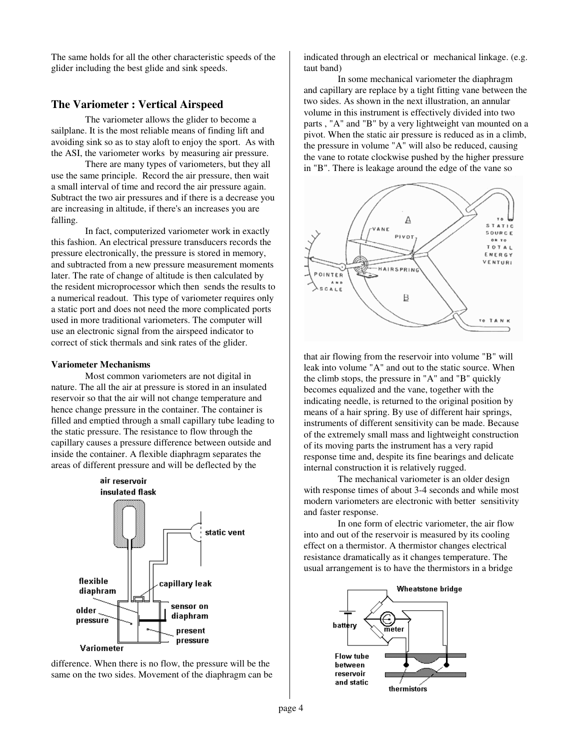The same holds for all the other characteristic speeds of the glider including the best glide and sink speeds.

## The Variometer : Vertical Airspeed

The variometer allows the glider to become a sailplane. It is the most reliable means of finding lift and avoiding sink so as to stay aloft to enjoy the sport. As with the ASI, the variometer works by measuring air pressure.

There are many types of variometers, but they all use the same principle. Record the air pressure, then wait a small interval of time and record the air pressure again. Subtract the two air pressures and if there is a decrease you are increasing in altitude, if there's an increases you are falling.

In fact, computerized variometer work in exactly this fashion. An electrical pressure transducers records the pressure electronically, the pressure is stored in memory, and subtracted from a new pressure measurement moments later. The rate of change of altitude is then calculated by the resident microprocessor which then sends the results to a numerical readout. This type of variometer requires only a static port and does not need the more complicated ports used in more traditional variometers. The computer will use an electronic signal from the airspeed indicator to correct of stick thermals and sink rates of the glider.

**Variometer Mechanisms**

Most common variometers are not digital in nature. The all the air at pressure is stored in an insulated reservoir so that the air will not change temperature and hence change pressure in the container. The container is filled and emptied through a small capillary tube leading to the static pressure. The resistance to flow through the capillary causes a pressure difference between outside and inside the container. A flexible diaphragm separates the areas of different pressure and will be deflected by the difference. When there is no flow, the pressure will be the same on the two sides. Movement of the diaphragm can be indicated through an electrical or mechanical linkage. (e.g. taut band)

In some mechanical variometer the diaphragm and capillary are replace by a tight fitting vane between the two sides. As shown in the next illustration, an annular volume in this instrument is effectively divided into two parts , "A" and "B" by a very lightweight van mounted on a pivot. When the static air pressure is reduced as in a climb, the pressure in volume "A" will also be reduced, causing the vane to rotate clockwise pushed by the higher pressure in "B". There is leakage around the edge of the vane so that air flowing from the reservoir into volume "B" will leak into volume "A" and out to the static source. When the climb stops, the pressure in "A" and "B" quickly becomes equalized and the vane, together with the indicating needle, is returned to the original position by means of a hair spring. By use of different hair springs, instruments of different sensitivity can be made. Because of the extremely small mass and lightweight construction of its moving parts the instrument has a very rapid response time and, despite its fine bearings and delicate internal construction it is relatively rugged.

The mechanical variometer is an older design with response times of about 3-4 seconds and while most modern variometers are electronic with better sensitivity and faster response.

In one form of electric variometer, the air flow into and out of the reservoir is measured by its cooling effect on a thermistor. A thermistor changes electrical resistance dramatically as it changes temperature. The usual arrangement is to have the thermistors in a bridge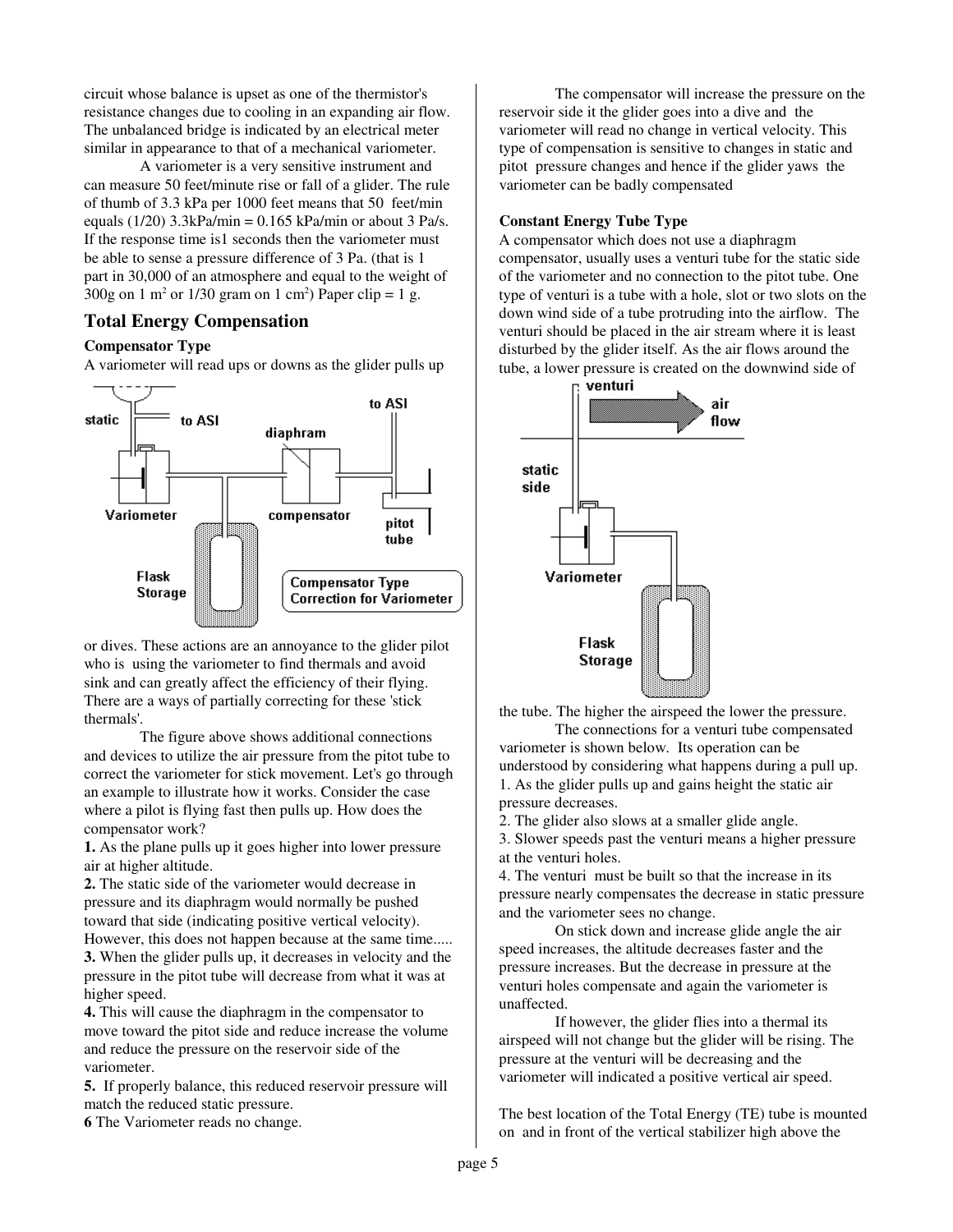circuit whose balance is upset as one of the thermistor's resistance changes due to cooling in an expanding air flow. The unbalanced bridge is indicated by an electrical meter similar in appearance to that of a mechanical variometer.

A variometer is a very sensitive instrument and can measure 50 feet/minute rise or fall of a glider. The rule of thumb of 3.3 kPa per 1000 feet means that 50 feet/min equals (1/20) 3.3kPa/min = 0.165 kPa/min or about 3 Pa/s. If the response time is1 seconds then the variometer must be able to sense a pressure difference of 3 Pa. (that is 1 part in 30,000 of an atmosphere and equal to the weight of 300g on 1 $m^2$ or 1/30 gram on 1 $cm^2$) Paper clip = 1 g.

## Total Energy Compensation

### Compensator Type

A variometer will read ups or downs as the glider pulls up or dives. These actions are an annoyance to the glider pilot who is using the variometer to find thermals and avoid sink and can greatly affect the efficiency of their flying. There are a ways of partially correcting for these 'stick thermals'.

The figure above shows additional connections and devices to utilize the air pressure from the pitot tube to correct the variometer for stick movement. Let's go through an example to illustrate how it works. Consider the case where a pilot is flying fast then pulls up. How does the compensator work?

**1.** As the plane pulls up it goes higher into lower pressure air at higher altitude.
**2.** The static side of the variometer would decrease in pressure and its diaphragm would normally be pushed toward that side (indicating positive vertical velocity). However, this does not happen because at the same time.....
**3.** When the glider pulls up, it decreases in velocity and the pressure in the pitot tube will decrease from what it was at higher speed.
**4.** This will cause the diaphragm in the compensator to move toward the pitot side and reduce increase the volume and reduce the pressure on the reservoir side of the variometer.
**5.** If properly balance, this reduced reservoir pressure will match the reduced static pressure.
**6** The Variometer reads no change.

The compensator will increase the pressure on the reservoir side it the glider goes into a dive and the variometer will read no change in vertical velocity. This type of compensation is sensitive to changes in static and pitot pressure changes and hence if the glider yaws the variometer can be badly compensated

### Constant Energy Tube Type

A compensator which does not use a diaphragm compensator, usually uses a venturi tube for the static side of the variometer and no connection to the pitot tube. One type of venturi is a tube with a hole, slot or two slots on the down wind side of a tube protruding into the airflow. The venturi should be placed in the air stream where it is least disturbed by the glider itself. As the air flows around the tube, a lower pressure is created on the downwind side of the tube. The higher the airspeed the lower the pressure.

The connections for a venturi tube compensated variometer is shown below. Its operation can be understood by considering what happens during a pull up.
1. As the glider pulls up and gains height the static air pressure decreases.
2. The glider also slows at a smaller glide angle.
3. Slower speeds past the venturi means a higher pressure at the venturi holes.
4. The venturi must be built so that the increase in its pressure nearly compensates the decrease in static pressure and the variometer sees no change.

On stick down and increase glide angle the air speed increases, the altitude decreases faster and the pressure increases. But the decrease in pressure at the venturi holes compensate and again the variometer is unaffected.

If however, the glider flies into a thermal its airspeed will not change but the glider will be rising. The pressure at the venturi will be decreasing and the variometer will indicated a positive vertical air speed.

The best location of the Total Energy (TE) tube is mounted on and in front of the vertical stabilizer high above the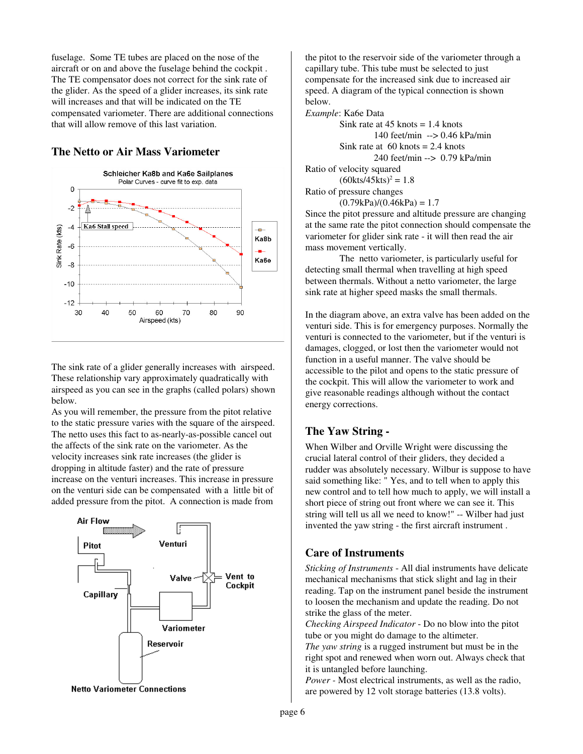fuselage. Some TE tubes are placed on the nose of the aircraft or on and above the fuselage behind the cockpit . The TE compensator does not correct for the sink rate of the glider. As the speed of a glider increases, its sink rate will increases and that will be indicated on the TE compensated variometer. There are additional connections that will allow remove of this last variation.

## The Netto or Air Mass Variometer

The sink rate of a glider generally increases with airspeed. These relationship vary approximately quadratically with airspeed as you can see in the graphs (called polars) shown below.

As you will remember, the pressure from the pitot relative to the static pressure varies with the square of the airspeed. The netto uses this fact to as-nearly-as-possible cancel out the affects of the sink rate on the variometer. As the velocity increases sink rate increases (the glider is dropping in altitude faster) and the rate of pressure increase on the venturi increases. This increase in pressure on the venturi side can be compensated with a little bit of added pressure from the pitot. A connection is made from the pitot to the reservoir side of the variometer through a capillary tube. This tube must be selected to just compensate for the increased sink due to increased air speed. A diagram of the typical connection is shown below.

*Example*: Ka6e Data

Sink rate at 45 knots = 1.4 knots
140 feet/min --> 0.46 kPa/min
Sink rate at 60 knots = 2.4 knots
240 feet/min --> 0.79 kPa/min

Ratio of velocity squared
$(60\text{kts}/45\text{kts})^2 = 1.8$

Ratio of pressure changes
$(0.79\text{kPa})/(0.46\text{kPa}) = 1.7$

Since the pitot pressure and altitude pressure are changing at the same rate the pitot connection should compensate the variometer for glider sink rate - it will then read the air mass movement vertically.

The netto variometer, is particularly useful for detecting small thermal when travelling at high speed between thermals. Without a netto variometer, the large sink rate at higher speed masks the small thermals.

In the diagram above, an extra valve has been added on the venturi side. This is for emergency purposes. Normally the venturi is connected to the variometer, but if the venturi is damages, clogged, or lost then the variometer would not function in a useful manner. The valve should be accessible to the pilot and opens to the static pressure of the cockpit. This will allow the variometer to work and give reasonable readings although without the contact energy corrections.

## The Yaw String -

When Wilber and Orville Wright were discussing the crucial lateral control of their gliders, they decided a rudder was absolutely necessary. Wilbur is suppose to have said something like: " Yes, and to tell when to apply this new control and to tell how much to apply, we will install a short piece of string out front where we can see it. This string will tell us all we need to know!" -- Wilber had just invented the yaw string - the first aircraft instrument .

## Care of Instruments

*Sticking of Instruments* - All dial instruments have delicate mechanical mechanisms that stick slight and lag in their reading. Tap on the instrument panel beside the instrument to loosen the mechanism and update the reading. Do not strike the glass of the meter.

*Checking Airspeed Indicator* - Do no blow into the pitot tube or you might do damage to the altimeter.

*The yaw string* is a rugged instrument but must be in the right spot and renewed when worn out. Always check that it is untangled before launching.

*Power* - Most electrical instruments, as well as the radio, are powered by 12 volt storage batteries (13.8 volts).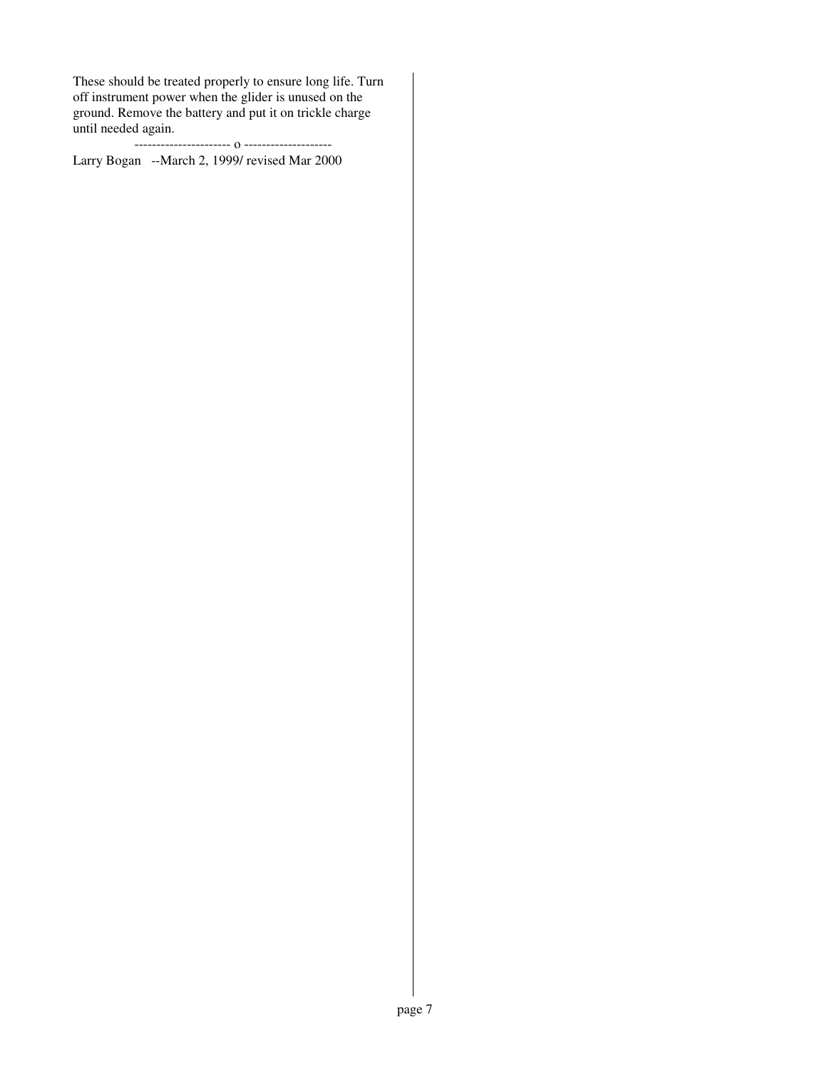These should be treated properly to ensure long life. Turn off instrument power when the glider is unused on the ground. Remove the battery and put it on trickle charge until needed again.

---------------------- o --------------------

Larry Bogan --March 2, 1999/ revised Mar 2000